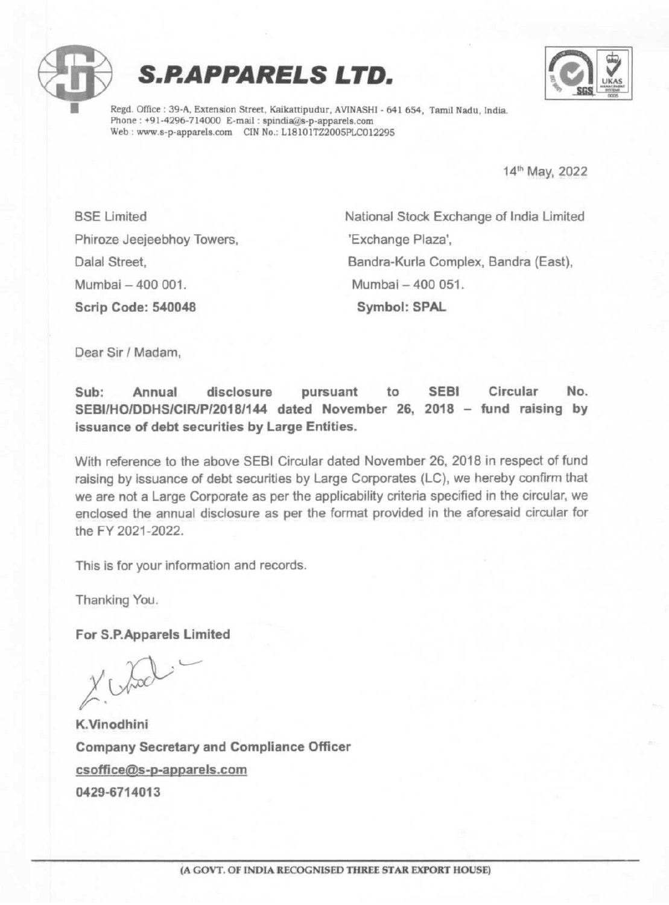# S.P.APPARELS LTD.

Regd. Office : 39-A, Extension Street, Kaikattipudur, AVINASHI - 641 654, Tamil Nadu, India.
Phone : +91-4296-714000 E-mail : spindia@s-p-apparels.com
Web : www.s-p-apparels.com CIN No.: L18101TZ2005PLC012295

14th May, 2022

BSE Limited
Phiroze Jeejeebhoy Towers,
Dalal Street,
Mumbai – 400 001.
**Scrip Code: 540048**

National Stock Exchange of India Limited
'Exchange Plaza',
Bandra-Kurla Complex, Bandra (East),
Mumbai – 400 051.
**Symbol: SPAL**

Dear Sir / Madam,

**Sub: Annual disclosure pursuant to SEBI Circular No. SEBI/HO/DDHS/CIR/P/2018/144 dated November 26, 2018 – fund raising by issuance of debt securities by Large Entities.**

With reference to the above SEBI Circular dated November 26, 2018 in respect of fund raising by issuance of debt securities by Large Corporates (LC), we hereby confirm that we are not a Large Corporate as per the applicability criteria specified in the circular, we enclosed the annual disclosure as per the format provided in the aforesaid circular for the FY 2021-2022.

This is for your information and records.

Thanking You.

**For S.P.Apparels Limited**

**K.Vinodhini**
**Company Secretary and Compliance Officer**
csoffice@s-p-apparels.com
**0429-6714013**

(A GOVT. OF INDIA RECOGNISED THREE STAR EXPORT HOUSE)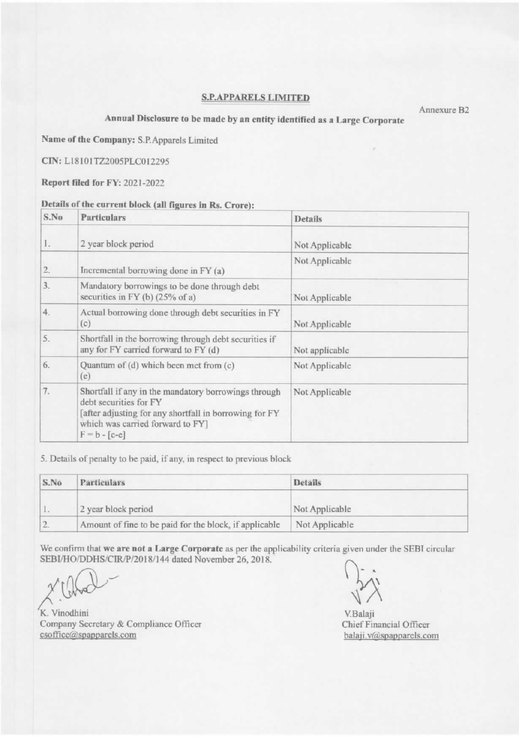Annexure B2

# S.P.APPARELS LIMITED

## Annual Disclosure to be made by an entity identified as a Large Corporate

**Name of the Company:** S.P.Apparels Limited

**CIN:** L18101TZ2005PLC012295

**Report filed for FY:** 2021-2022

**Details of the current block (all figures in Rs. Crore):**

| S.No | Particulars | Details |
|---|---|---|
| 1. | 2 year block period | Not Applicable |
| 2. | Incremental borrowing done in FY (a) | Not Applicable |
| 3. | Mandatory borrowings to be done through debt securities in FY (b) (25% of a) | Not Applicable |
| 4. | Actual borrowing done through debt securities in FY (c) | Not Applicable |
| 5. | Shortfall in the borrowing through debt securities if any for FY carried forward to FY (d) | Not applicable |
| 6. | Quantum of (d) which been met from (c) (e) | Not Applicable |
| 7. | Shortfall if any in the mandatory borrowings through debt securities for FY [after adjusting for any shortfall in borrowing for FY which was carried forward to FY] F = b - [c-e] | Not Applicable |

5. Details of penalty to be paid, if any, in respect to previous block

| S.No | Particulars | Details |
|---|---|---|
| 1. | 2 year block period | Not Applicable |
| 2. | Amount of fine to be paid for the block, if applicable | Not Applicable |

We confirm that **we are not a Large Corporate** as per the applicability criteria given under the SEBI circular SEBI/HO/DDHS/CIR/P/2018/144 dated November 26, 2018.

K. Vinodhini
Company Secretary & Compliance Officer
csoffice@spapparels.com

V.Balaji
Chief Financial Officer
balaji.v@spapparels.com